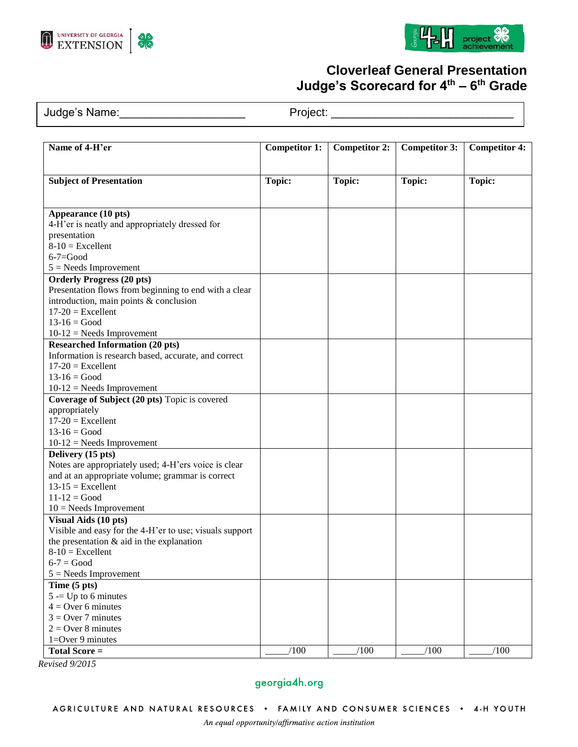# Cloverleaf General Presentation
# Judge's Scorecard for 4th – 6th Grade

Judge's Name:____________________ Project: ____________________________

| Name of 4-H'er | Competitor 1: | Competitor 2: | Competitor 3: | Competitor 4: |
|---|---|---|---|---|
| **Subject of Presentation** | **Topic:** | **Topic:** | **Topic:** | **Topic:** |
| **Appearance (10 pts)**<br>4-H'er is neatly and appropriately dressed for presentation<br>8-10 = Excellent<br>6-7=Good<br>5 = Needs Improvement | | | | |
| **Orderly Progress (20 pts)**<br>Presentation flows from beginning to end with a clear introduction, main points & conclusion<br>17-20 = Excellent<br>13-16 = Good<br>10-12 = Needs Improvement | | | | |
| **Researched Information (20 pts)**<br>Information is research based, accurate, and correct<br>17-20 = Excellent<br>13-16 = Good<br>10-12 = Needs Improvement | | | | |
| **Coverage of Subject (20 pts)** Topic is covered appropriately<br>17-20 = Excellent<br>13-16 = Good<br>10-12 = Needs Improvement | | | | |
| **Delivery (15 pts)**<br>Notes are appropriately used; 4-H'ers voice is clear and at an appropriate volume; grammar is correct<br>13-15 = Excellent<br>11-12 = Good<br>10 = Needs Improvement | | | | |
| **Visual Aids (10 pts)**<br>Visible and easy for the 4-H'er to use; visuals support the presentation & aid in the explanation<br>8-10 = Excellent<br>6-7 = Good<br>5 = Needs Improvement | | | | |
| **Time (5 pts)**<br>5 -= Up to 6 minutes<br>4 = Over 6 minutes<br>3 = Over 7 minutes<br>2 = Over 8 minutes<br>1=Over 9 minutes | | | | |
| **Total Score =** | _____/100 | _____/100 | _____/100 | _____/100 |

*Revised 9/2015*

georgia4h.org

AGRICULTURE AND NATURAL RESOURCES • FAMILY AND CONSUMER SCIENCES • 4-H YOUTH

*An equal opportunity/affirmative action institution*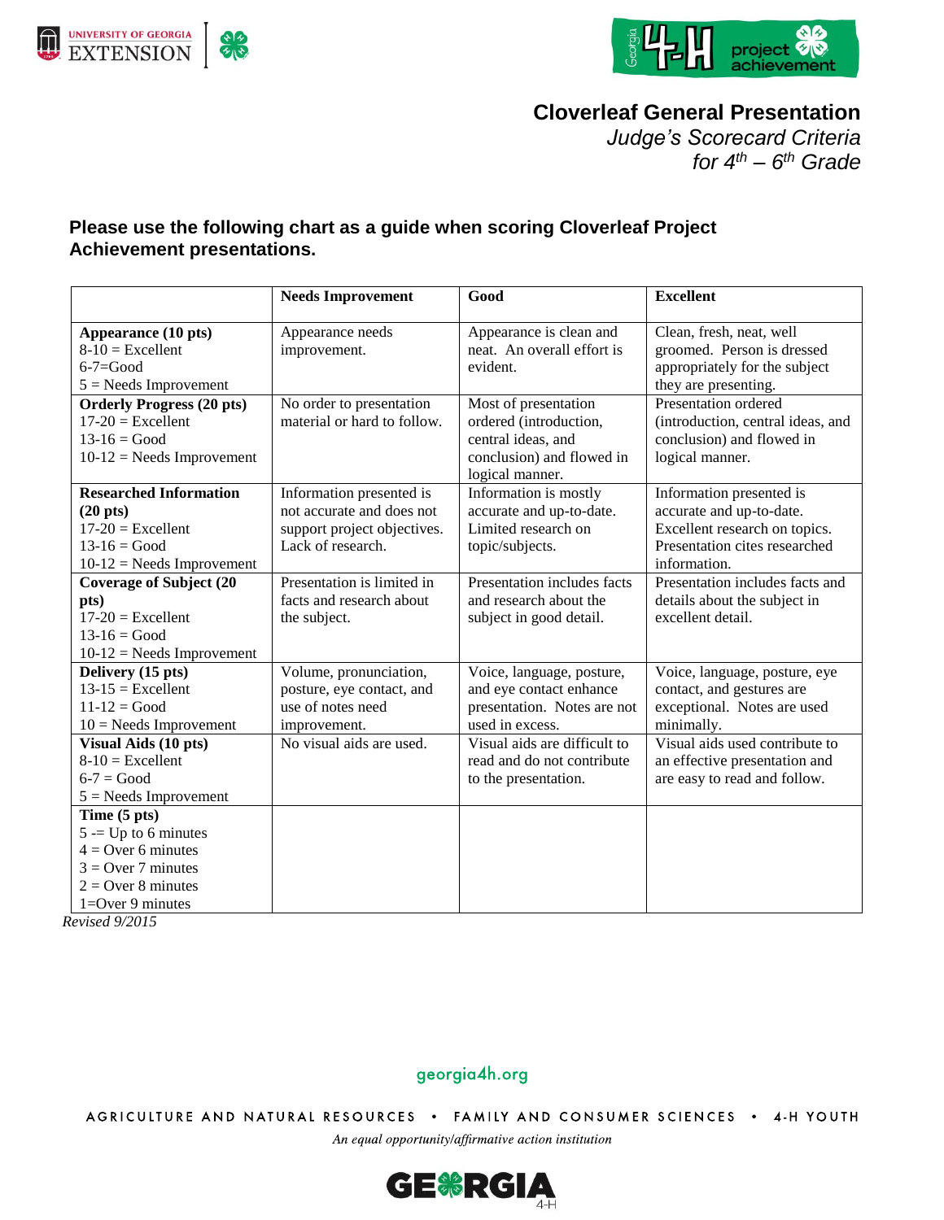# Cloverleaf General Presentation

*Judge's Scorecard Criteria*
*for 4th – 6th Grade*

**Please use the following chart as a guide when scoring Cloverleaf Project Achievement presentations.**

| | Needs Improvement | Good | Excellent |
|---|---|---|---|
| **Appearance (10 pts)**<br>8-10 = Excellent<br>6-7=Good<br>5 = Needs Improvement | Appearance needs improvement. | Appearance is clean and neat. An overall effort is evident. | Clean, fresh, neat, well groomed. Person is dressed appropriately for the subject they are presenting. |
| **Orderly Progress (20 pts)**<br>17-20 = Excellent<br>13-16 = Good<br>10-12 = Needs Improvement | No order to presentation material or hard to follow. | Most of presentation ordered (introduction, central ideas, and conclusion) and flowed in logical manner. | Presentation ordered (introduction, central ideas, and conclusion) and flowed in logical manner. |
| **Researched Information (20 pts)**<br>17-20 = Excellent<br>13-16 = Good<br>10-12 = Needs Improvement | Information presented is not accurate and does not support project objectives. Lack of research. | Information is mostly accurate and up-to-date. Limited research on topic/subjects. | Information presented is accurate and up-to-date. Excellent research on topics. Presentation cites researched information. |
| **Coverage of Subject (20 pts)**<br>17-20 = Excellent<br>13-16 = Good<br>10-12 = Needs Improvement | Presentation is limited in facts and research about the subject. | Presentation includes facts and research about the subject in good detail. | Presentation includes facts and details about the subject in excellent detail. |
| **Delivery (15 pts)**<br>13-15 = Excellent<br>11-12 = Good<br>10 = Needs Improvement | Volume, pronunciation, posture, eye contact, and use of notes need improvement. | Voice, language, posture, and eye contact enhance presentation. Notes are not used in excess. | Voice, language, posture, eye contact, and gestures are exceptional. Notes are used minimally. |
| **Visual Aids (10 pts)**<br>8-10 = Excellent<br>6-7 = Good<br>5 = Needs Improvement | No visual aids are used. | Visual aids are difficult to read and do not contribute to the presentation. | Visual aids used contribute to an effective presentation and are easy to read and follow. |
| **Time (5 pts)**<br>5 -= Up to 6 minutes<br>4 = Over 6 minutes<br>3 = Over 7 minutes<br>2 = Over 8 minutes<br>1=Over 9 minutes | | | |

*Revised 9/2015*

georgia4h.org

AGRICULTURE AND NATURAL RESOURCES • FAMILY AND CONSUMER SCIENCES • 4-H YOUTH

*An equal opportunity/affirmative action institution*